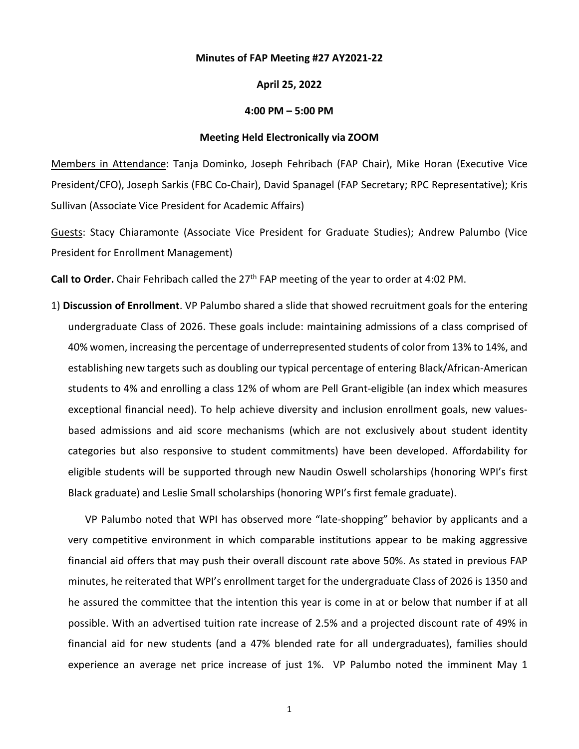**Minutes of FAP Meeting #27 AY2021-22**

**April 25, 2022**

**4:00 PM – 5:00 PM**

**Meeting Held Electronically via ZOOM**

Members in Attendance: Tanja Dominko, Joseph Fehribach (FAP Chair), Mike Horan (Executive Vice President/CFO), Joseph Sarkis (FBC Co-Chair), David Spanagel (FAP Secretary; RPC Representative); Kris Sullivan (Associate Vice President for Academic Affairs)

Guests: Stacy Chiaramonte (Associate Vice President for Graduate Studies); Andrew Palumbo (Vice President for Enrollment Management)

**Call to Order.** Chair Fehribach called the 27th FAP meeting of the year to order at 4:02 PM.

1) **Discussion of Enrollment**. VP Palumbo shared a slide that showed recruitment goals for the entering undergraduate Class of 2026. These goals include: maintaining admissions of a class comprised of 40% women, increasing the percentage of underrepresented students of color from 13% to 14%, and establishing new targets such as doubling our typical percentage of entering Black/African-American students to 4% and enrolling a class 12% of whom are Pell Grant-eligible (an index which measures exceptional financial need). To help achieve diversity and inclusion enrollment goals, new values-based admissions and aid score mechanisms (which are not exclusively about student identity categories but also responsive to student commitments) have been developed. Affordability for eligible students will be supported through new Naudin Oswell scholarships (honoring WPI's first Black graduate) and Leslie Small scholarships (honoring WPI's first female graduate).

VP Palumbo noted that WPI has observed more "late-shopping" behavior by applicants and a very competitive environment in which comparable institutions appear to be making aggressive financial aid offers that may push their overall discount rate above 50%. As stated in previous FAP minutes, he reiterated that WPI's enrollment target for the undergraduate Class of 2026 is 1350 and he assured the committee that the intention this year is come in at or below that number if at all possible. With an advertised tuition rate increase of 2.5% and a projected discount rate of 49% in financial aid for new students (and a 47% blended rate for all undergraduates), families should experience an average net price increase of just 1%. VP Palumbo noted the imminent May 1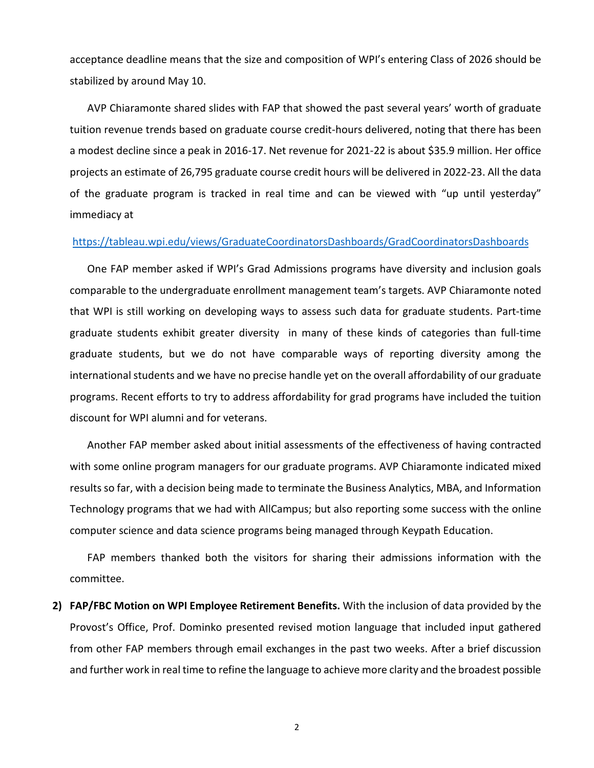acceptance deadline means that the size and composition of WPI's entering Class of 2026 should be stabilized by around May 10.

AVP Chiaramonte shared slides with FAP that showed the past several years' worth of graduate tuition revenue trends based on graduate course credit-hours delivered, noting that there has been a modest decline since a peak in 2016-17. Net revenue for 2021-22 is about $35.9 million. Her office projects an estimate of 26,795 graduate course credit hours will be delivered in 2022-23. All the data of the graduate program is tracked in real time and can be viewed with "up until yesterday" immediacy at

https://tableau.wpi.edu/views/GraduateCoordinatorsDashboards/GradCoordinatorsDashboards

One FAP member asked if WPI's Grad Admissions programs have diversity and inclusion goals comparable to the undergraduate enrollment management team's targets. AVP Chiaramonte noted that WPI is still working on developing ways to assess such data for graduate students. Part-time graduate students exhibit greater diversity in many of these kinds of categories than full-time graduate students, but we do not have comparable ways of reporting diversity among the international students and we have no precise handle yet on the overall affordability of our graduate programs. Recent efforts to try to address affordability for grad programs have included the tuition discount for WPI alumni and for veterans.

Another FAP member asked about initial assessments of the effectiveness of having contracted with some online program managers for our graduate programs. AVP Chiaramonte indicated mixed results so far, with a decision being made to terminate the Business Analytics, MBA, and Information Technology programs that we had with AllCampus; but also reporting some success with the online computer science and data science programs being managed through Keypath Education.

FAP members thanked both the visitors for sharing their admissions information with the committee.

2) **FAP/FBC Motion on WPI Employee Retirement Benefits.** With the inclusion of data provided by the Provost's Office, Prof. Dominko presented revised motion language that included input gathered from other FAP members through email exchanges in the past two weeks. After a brief discussion and further work in real time to refine the language to achieve more clarity and the broadest possible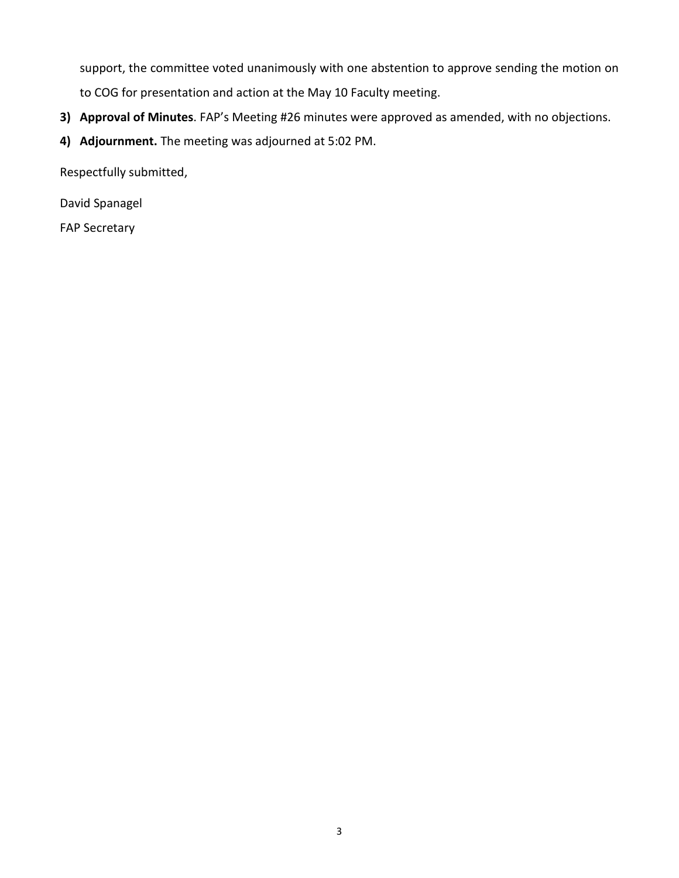support, the committee voted unanimously with one abstention to approve sending the motion on to COG for presentation and action at the May 10 Faculty meeting.

3) **Approval of Minutes**. FAP's Meeting #26 minutes were approved as amended, with no objections.

4) **Adjournment.** The meeting was adjourned at 5:02 PM.

Respectfully submitted,

David Spanagel

FAP Secretary